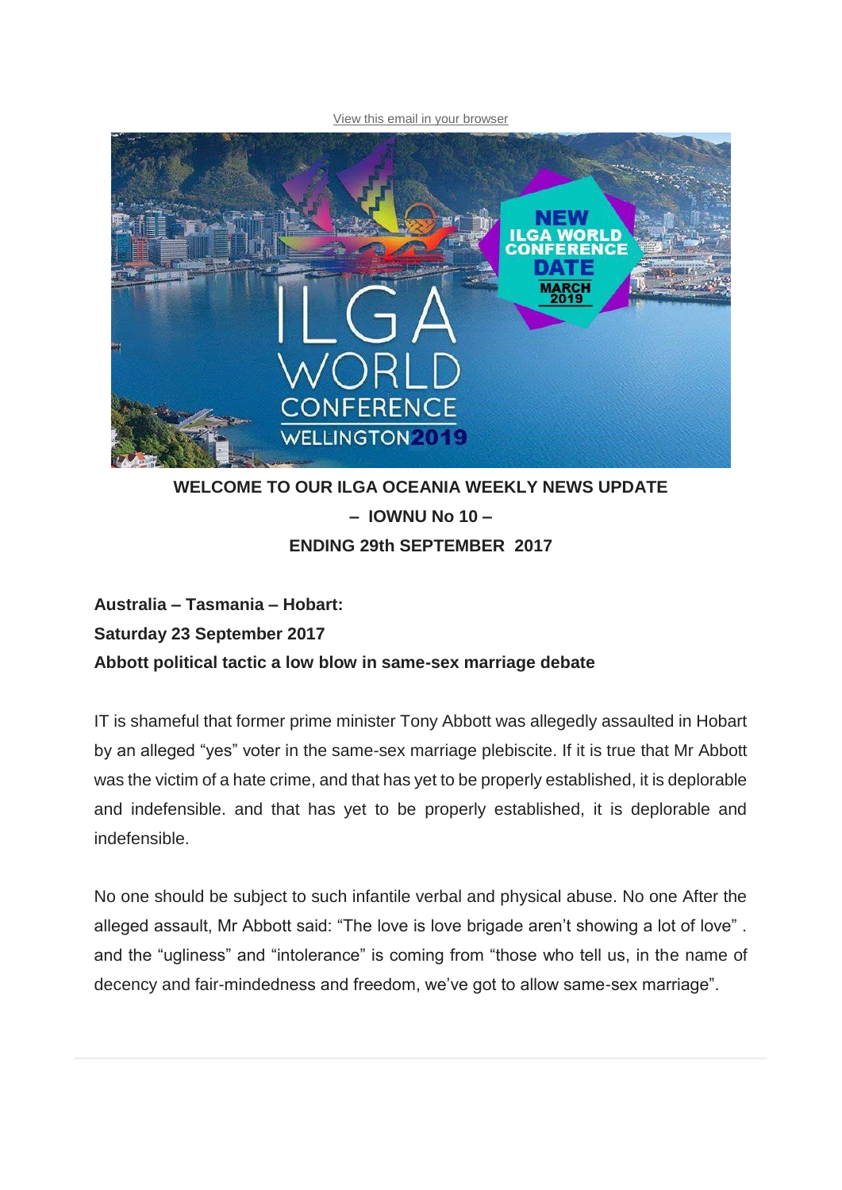View this email in your browser

**WELCOME TO OUR ILGA OCEANIA WEEKLY NEWS UPDATE**
**– IOWNU No 10 –**
**ENDING 29th SEPTEMBER 2017**

**Australia – Tasmania – Hobart:**
**Saturday 23 September 2017**
**Abbott political tactic a low blow in same-sex marriage debate**

IT is shameful that former prime minister Tony Abbott was allegedly assaulted in Hobart by an alleged "yes" voter in the same-sex marriage plebiscite. If it is true that Mr Abbott was the victim of a hate crime, and that has yet to be properly established, it is deplorable and indefensible. and that has yet to be properly established, it is deplorable and indefensible.

No one should be subject to such infantile verbal and physical abuse. No one After the alleged assault, Mr Abbott said: "The love is love brigade aren't showing a lot of love" . and the "ugliness" and "intolerance" is coming from "those who tell us, in the name of decency and fair-mindedness and freedom, we've got to allow same-sex marriage".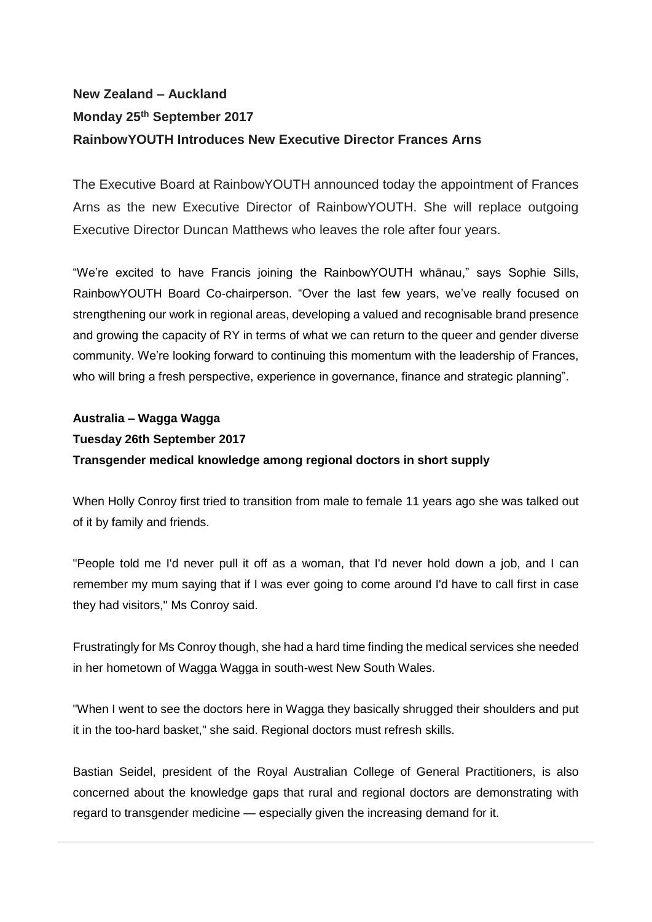**New Zealand – Auckland**

**Monday 25th September 2017**

**RainbowYOUTH Introduces New Executive Director Frances Arns**

The Executive Board at RainbowYOUTH announced today the appointment of Frances Arns as the new Executive Director of RainbowYOUTH. She will replace outgoing Executive Director Duncan Matthews who leaves the role after four years.

“We’re excited to have Francis joining the RainbowYOUTH whānau,” says Sophie Sills, RainbowYOUTH Board Co-chairperson. “Over the last few years, we’ve really focused on strengthening our work in regional areas, developing a valued and recognisable brand presence and growing the capacity of RY in terms of what we can return to the queer and gender diverse community. We’re looking forward to continuing this momentum with the leadership of Frances, who will bring a fresh perspective, experience in governance, finance and strategic planning”.

**Australia – Wagga Wagga**

**Tuesday 26th September 2017**

**Transgender medical knowledge among regional doctors in short supply**

When Holly Conroy first tried to transition from male to female 11 years ago she was talked out of it by family and friends.

"People told me I'd never pull it off as a woman, that I'd never hold down a job, and I can remember my mum saying that if I was ever going to come around I'd have to call first in case they had visitors," Ms Conroy said.

Frustratingly for Ms Conroy though, she had a hard time finding the medical services she needed in her hometown of Wagga Wagga in south-west New South Wales.

"When I went to see the doctors here in Wagga they basically shrugged their shoulders and put it in the too-hard basket," she said. Regional doctors must refresh skills.

Bastian Seidel, president of the Royal Australian College of General Practitioners, is also concerned about the knowledge gaps that rural and regional doctors are demonstrating with regard to transgender medicine — especially given the increasing demand for it.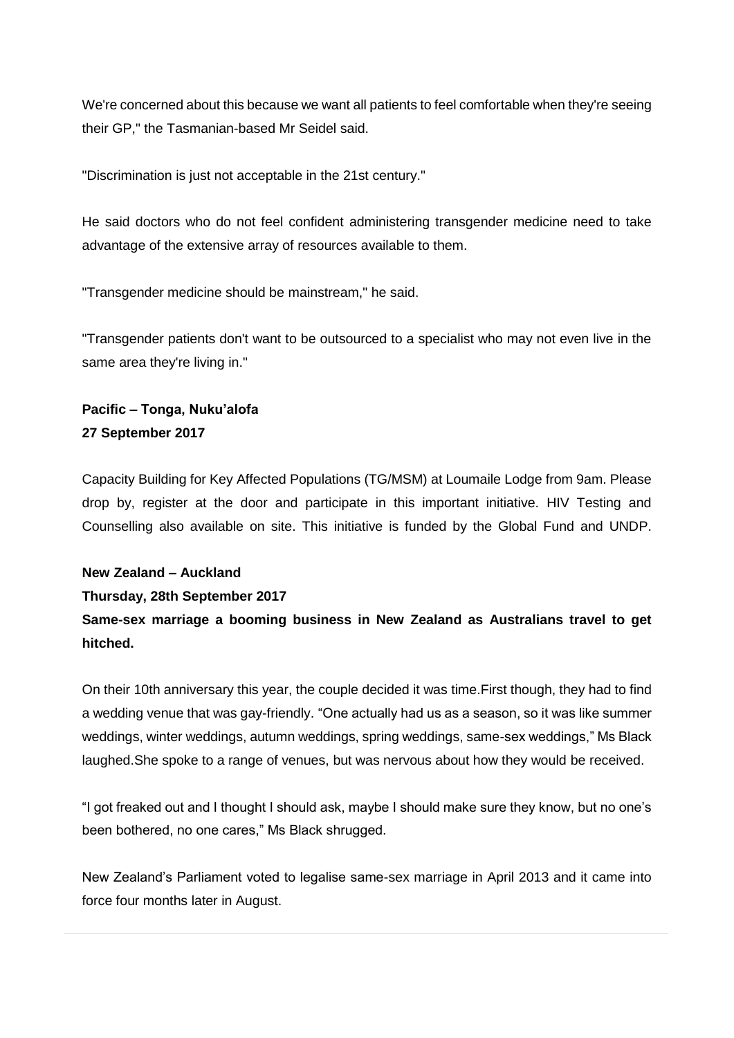We're concerned about this because we want all patients to feel comfortable when they're seeing their GP," the Tasmanian-based Mr Seidel said.

"Discrimination is just not acceptable in the 21st century."

He said doctors who do not feel confident administering transgender medicine need to take advantage of the extensive array of resources available to them.

"Transgender medicine should be mainstream," he said.

"Transgender patients don't want to be outsourced to a specialist who may not even live in the same area they're living in."

**Pacific – Tonga, Nuku'alofa**
**27 September 2017**

Capacity Building for Key Affected Populations (TG/MSM) at Loumaile Lodge from 9am. Please drop by, register at the door and participate in this important initiative. HIV Testing and Counselling also available on site. This initiative is funded by the Global Fund and UNDP.

**New Zealand – Auckland**
**Thursday, 28th September 2017**
**Same-sex marriage a booming business in New Zealand as Australians travel to get hitched.**

On their 10th anniversary this year, the couple decided it was time.First though, they had to find a wedding venue that was gay-friendly. "One actually had us as a season, so it was like summer weddings, winter weddings, autumn weddings, spring weddings, same-sex weddings," Ms Black laughed.She spoke to a range of venues, but was nervous about how they would be received.

"I got freaked out and I thought I should ask, maybe I should make sure they know, but no one's been bothered, no one cares," Ms Black shrugged.

New Zealand's Parliament voted to legalise same-sex marriage in April 2013 and it came into force four months later in August.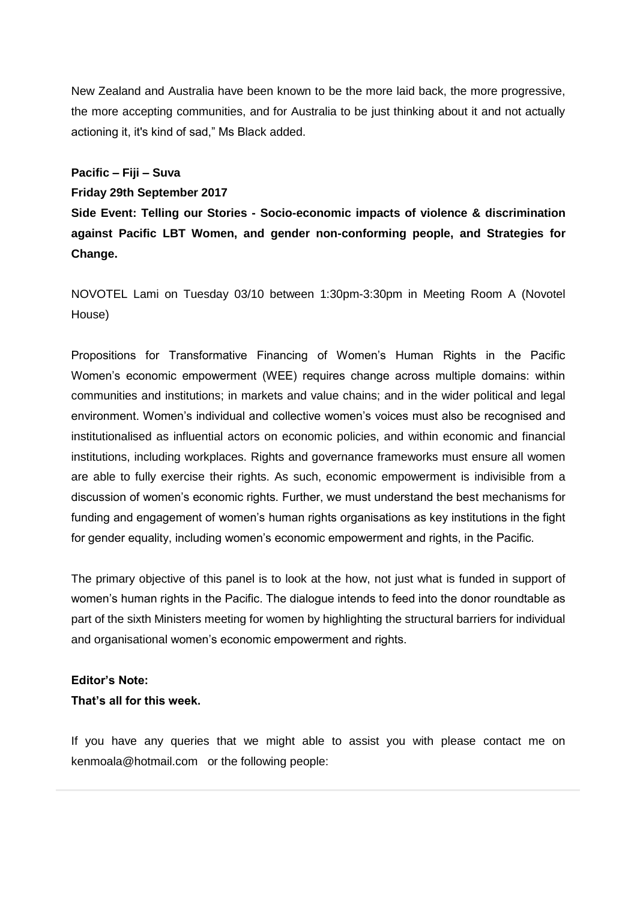New Zealand and Australia have been known to be the more laid back, the more progressive, the more accepting communities, and for Australia to be just thinking about it and not actually actioning it, it's kind of sad," Ms Black added.

**Pacific – Fiji – Suva**

**Friday 29th September 2017**

**Side Event: Telling our Stories - Socio-economic impacts of violence & discrimination against Pacific LBT Women, and gender non-conforming people, and Strategies for Change.**

NOVOTEL Lami on Tuesday 03/10 between 1:30pm-3:30pm in Meeting Room A (Novotel House)

Propositions for Transformative Financing of Women's Human Rights in the Pacific Women's economic empowerment (WEE) requires change across multiple domains: within communities and institutions; in markets and value chains; and in the wider political and legal environment. Women's individual and collective women's voices must also be recognised and institutionalised as influential actors on economic policies, and within economic and financial institutions, including workplaces. Rights and governance frameworks must ensure all women are able to fully exercise their rights. As such, economic empowerment is indivisible from a discussion of women's economic rights. Further, we must understand the best mechanisms for funding and engagement of women's human rights organisations as key institutions in the fight for gender equality, including women's economic empowerment and rights, in the Pacific.

The primary objective of this panel is to look at the how, not just what is funded in support of women's human rights in the Pacific. The dialogue intends to feed into the donor roundtable as part of the sixth Ministers meeting for women by highlighting the structural barriers for individual and organisational women's economic empowerment and rights.

**Editor's Note:**

**That's all for this week.**

If you have any queries that we might able to assist you with please contact me on kenmoala@hotmail.com or the following people: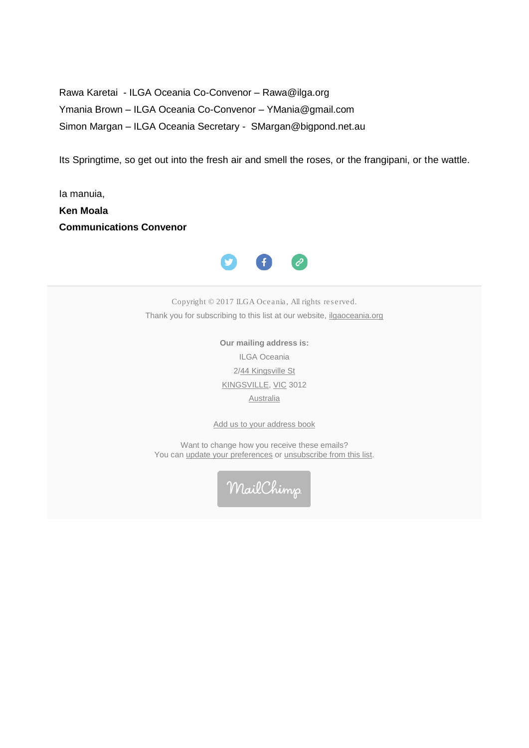Rawa Karetai - ILGA Oceania Co-Convenor – Rawa@ilga.org
Ymania Brown – ILGA Oceania Co-Convenor – YMania@gmail.com
Simon Margan – ILGA Oceania Secretary - SMargan@bigpond.net.au

Its Springtime, so get out into the fresh air and smell the roses, or the frangipani, or the wattle.

Ia manuia,
**Ken Moala**
**Communications Convenor**

Copyright © 2017 ILGA Oceania, All rights reserved.
Thank you for subscribing to this list at our website, ilgaoceania.org

**Our mailing address is:**
ILGA Oceania
2/44 Kingsville St
KINGSVILLE, VIC 3012
Australia

Add us to your address book

Want to change how you receive these emails?
You can update your preferences or unsubscribe from this list.

MailChimp